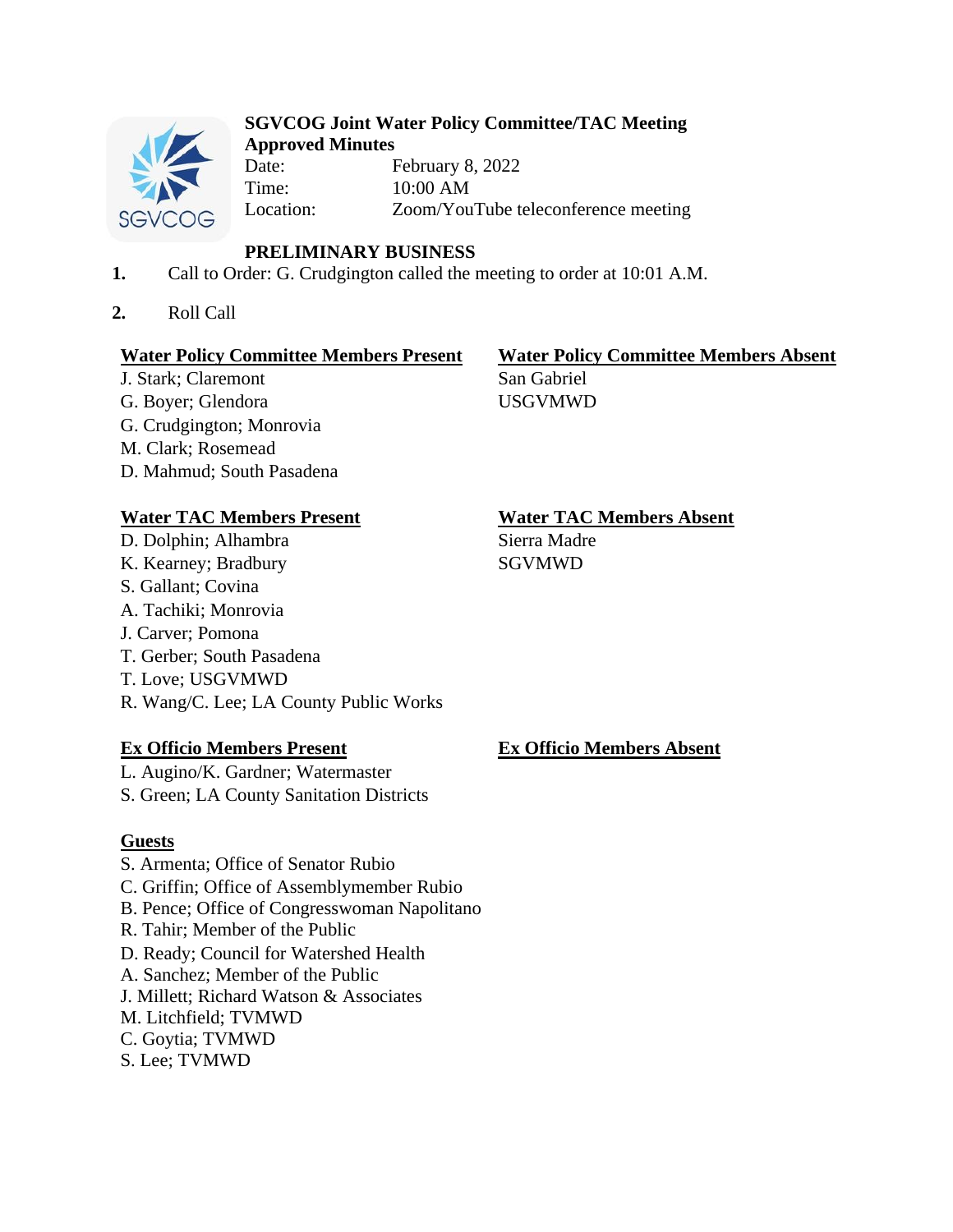**SGVCOG Joint Water Policy Committee/TAC Meeting**
**Approved Minutes**

Date: February 8, 2022
Time: 10:00 AM
Location: Zoom/YouTube teleconference meeting

## PRELIMINARY BUSINESS

1. Call to Order: G. Crudgington called the meeting to order at 10:01 A.M.

2. Roll Call

**Water Policy Committee Members Present**
J. Stark; Claremont
G. Boyer; Glendora
G. Crudgington; Monrovia
M. Clark; Rosemead
D. Mahmud; South Pasadena

**Water Policy Committee Members Absent**
San Gabriel
USGVMWD

**Water TAC Members Present**
D. Dolphin; Alhambra
K. Kearney; Bradbury
S. Gallant; Covina
A. Tachiki; Monrovia
J. Carver; Pomona
T. Gerber; South Pasadena
T. Love; USGVMWD
R. Wang/C. Lee; LA County Public Works

**Water TAC Members Absent**
Sierra Madre
SGVMWD

**Ex Officio Members Present**
L. Augino/K. Gardner; Watermaster
S. Green; LA County Sanitation Districts

**Ex Officio Members Absent**

**Guests**
S. Armenta; Office of Senator Rubio
C. Griffin; Office of Assemblymember Rubio
B. Pence; Office of Congresswoman Napolitano
R. Tahir; Member of the Public
D. Ready; Council for Watershed Health
A. Sanchez; Member of the Public
J. Millett; Richard Watson & Associates
M. Litchfield; TVMWD
C. Goytia; TVMWD
S. Lee; TVMWD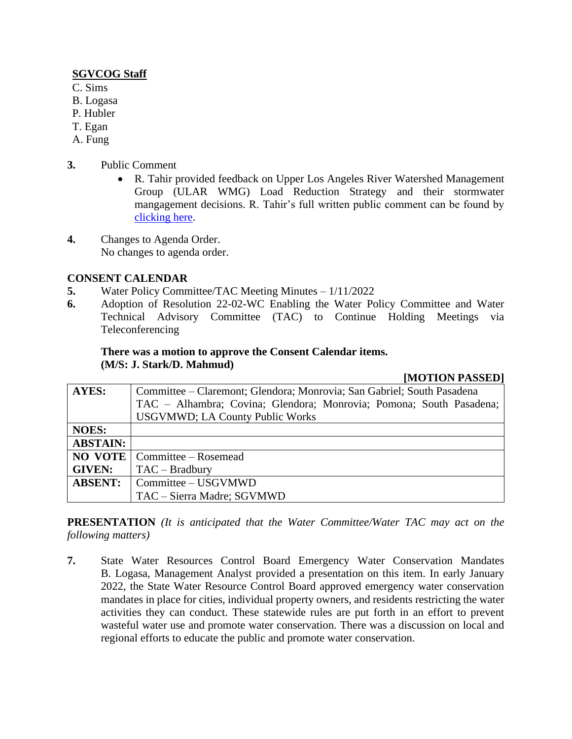**SGVCOG Staff**

C. Sims
B. Logasa
P. Hubler
T. Egan
A. Fung

**3.** Public Comment

- R. Tahir provided feedback on Upper Los Angeles River Watershed Management Group (ULAR WMG) Load Reduction Strategy and their stormwater mangagement decisions. R. Tahir's full written public comment can be found by clicking here.

**4.** Changes to Agenda Order.
No changes to agenda order.

**CONSENT CALENDAR**

**5.** Water Policy Committee/TAC Meeting Minutes – 1/11/2022

**6.** Adoption of Resolution 22-02-WC Enabling the Water Policy Committee and Water Technical Advisory Committee (TAC) to Continue Holding Meetings via Teleconferencing

**There was a motion to approve the Consent Calendar items.**
**(M/S: J. Stark/D. Mahmud)**

**[MOTION PASSED]**

| | |
|---|---|
| **AYES:** | Committee – Claremont; Glendora; Monrovia; San Gabriel; South Pasadena<br>TAC – Alhambra; Covina; Glendora; Monrovia; Pomona; South Pasadena; USGVMWD; LA County Public Works |
| **NOES:** | |
| **ABSTAIN:** | |
| **NO VOTE GIVEN:** | Committee – Rosemead<br>TAC – Bradbury |
| **ABSENT:** | Committee – USGVMWD<br>TAC – Sierra Madre; SGVMWD |

**PRESENTATION** *(It is anticipated that the Water Committee/Water TAC may act on the following matters)*

**7.** State Water Resources Control Board Emergency Water Conservation Mandates
B. Logasa, Management Analyst provided a presentation on this item. In early January 2022, the State Water Resource Control Board approved emergency water conservation mandates in place for cities, individual property owners, and residents restricting the water activities they can conduct. These statewide rules are put forth in an effort to prevent wasteful water use and promote water conservation. There was a discussion on local and regional efforts to educate the public and promote water conservation.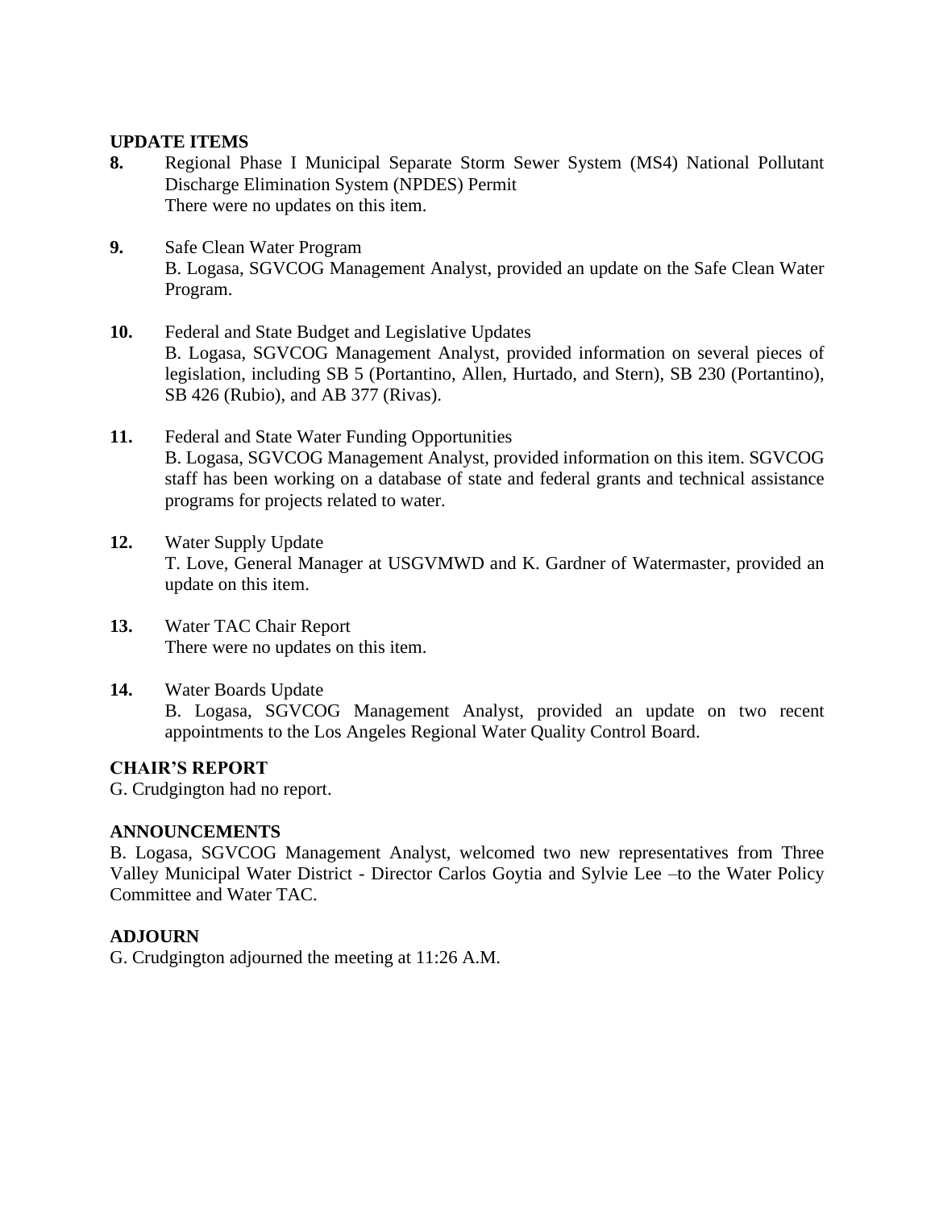**UPDATE ITEMS**

**8.** Regional Phase I Municipal Separate Storm Sewer System (MS4) National Pollutant Discharge Elimination System (NPDES) Permit
There were no updates on this item.

**9.** Safe Clean Water Program
B. Logasa, SGVCOG Management Analyst, provided an update on the Safe Clean Water Program.

**10.** Federal and State Budget and Legislative Updates
B. Logasa, SGVCOG Management Analyst, provided information on several pieces of legislation, including SB 5 (Portantino, Allen, Hurtado, and Stern), SB 230 (Portantino), SB 426 (Rubio), and AB 377 (Rivas).

**11.** Federal and State Water Funding Opportunities
B. Logasa, SGVCOG Management Analyst, provided information on this item. SGVCOG staff has been working on a database of state and federal grants and technical assistance programs for projects related to water.

**12.** Water Supply Update
T. Love, General Manager at USGVMWD and K. Gardner of Watermaster, provided an update on this item.

**13.** Water TAC Chair Report
There were no updates on this item.

**14.** Water Boards Update
B. Logasa, SGVCOG Management Analyst, provided an update on two recent appointments to the Los Angeles Regional Water Quality Control Board.

**CHAIR'S REPORT**

G. Crudgington had no report.

**ANNOUNCEMENTS**

B. Logasa, SGVCOG Management Analyst, welcomed two new representatives from Three Valley Municipal Water District - Director Carlos Goytia and Sylvie Lee –to the Water Policy Committee and Water TAC.

**ADJOURN**

G. Crudgington adjourned the meeting at 11:26 A.M.